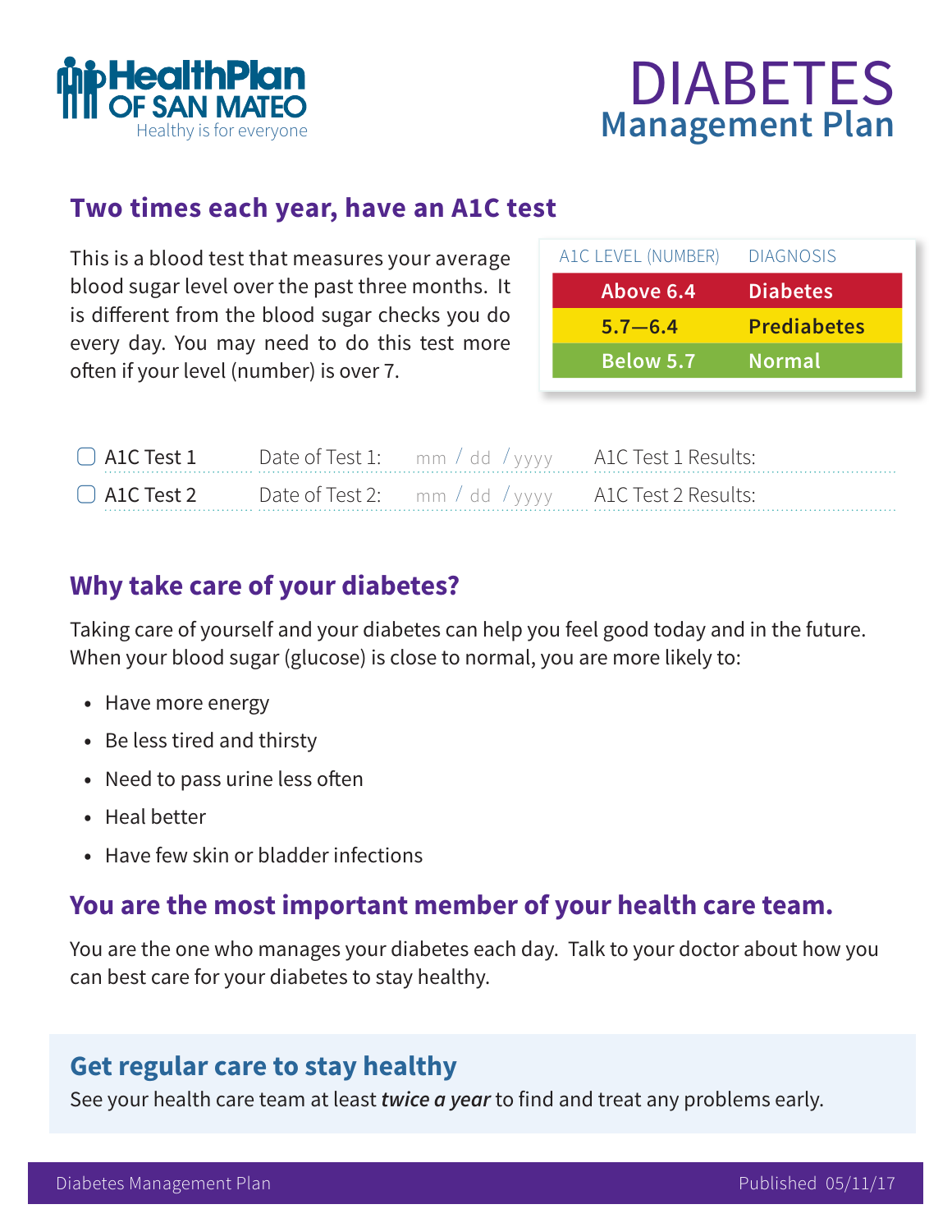HealthPlan OF SAN MATEO
Healthy is for everyone

# DIABETES
## Management Plan

## Two times each year, have an A1C test

This is a blood test that measures your average blood sugar level over the past three months. It is different from the blood sugar checks you do every day. You may need to do this test more often if your level (number) is over 7.

| A1C LEVEL (NUMBER) | DIAGNOSIS |
|---|---|
| **Above 6.4** | **Diabetes** |
| **5.7—6.4** | **Prediabetes** |
| **Below 5.7** | **Normal** |

| | | |
|---|---|---|
| ☐ A1C Test 1 | Date of Test 1: mm / dd / yyyy | A1C Test 1 Results: |
| ☐ A1C Test 2 | Date of Test 2: mm / dd / yyyy | A1C Test 2 Results: |

## Why take care of your diabetes?

Taking care of yourself and your diabetes can help you feel good today and in the future. When your blood sugar (glucose) is close to normal, you are more likely to:

- Have more energy
- Be less tired and thirsty
- Need to pass urine less often
- Heal better
- Have few skin or bladder infections

## You are the most important member of your health care team.

You are the one who manages your diabetes each day. Talk to your doctor about how you can best care for your diabetes to stay healthy.

## Get regular care to stay healthy

See your health care team at least ***twice a year*** to find and treat any problems early.

Diabetes Management Plan    Published 05/11/17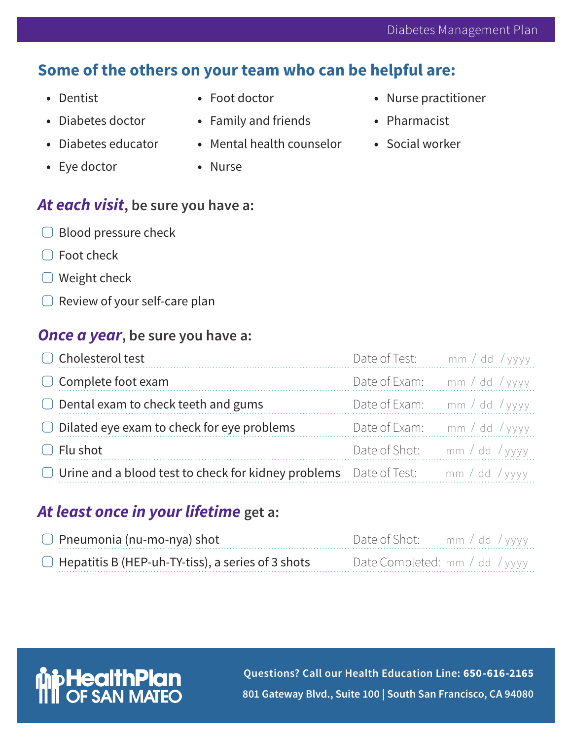## Some of the others on your team who can be helpful are:

- Dentist
- Diabetes doctor
- Diabetes educator
- Eye doctor
- Foot doctor
- Family and friends
- Mental health counselor
- Nurse
- Nurse practitioner
- Pharmacist
- Social worker

### ***At each visit***, be sure you have a:

- ☐ Blood pressure check
- ☐ Foot check
- ☐ Weight check
- ☐ Review of your self-care plan

### ***Once a year***, be sure you have a:

| | | |
|---|---|---|
| ☐ Cholesterol test | Date of Test: | mm / dd / yyyy |
| ☐ Complete foot exam | Date of Exam: | mm / dd / yyyy |
| ☐ Dental exam to check teeth and gums | Date of Exam: | mm / dd / yyyy |
| ☐ Dilated eye exam to check for eye problems | Date of Exam: | mm / dd / yyyy |
| ☐ Flu shot | Date of Shot: | mm / dd / yyyy |
| ☐ Urine and a blood test to check for kidney problems | Date of Test: | mm / dd / yyyy |

### ***At least once in your lifetime*** get a:

| | | |
|---|---|---|
| ☐ Pneumonia (nu-mo-nya) shot | Date of Shot: | mm / dd / yyyy |
| ☐ Hepatitis B (HEP-uh-TY-tiss), a series of 3 shots | Date Completed: | mm / dd / yyyy |

HealthPlan OF SAN MATEO

**Questions? Call our Health Education Line: 650-616-2165**

**801 Gateway Blvd., Suite 100 | South San Francisco, CA 94080**